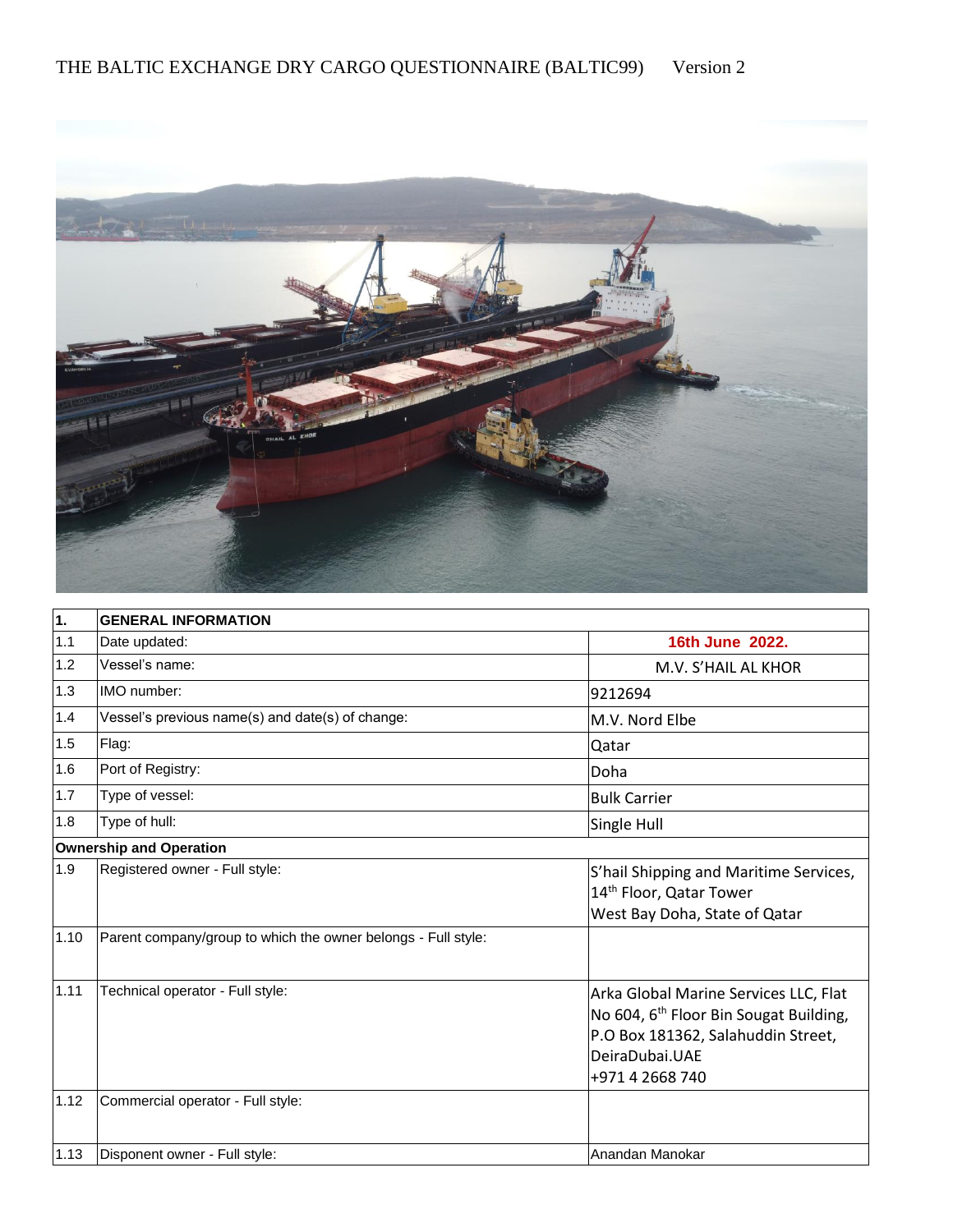THE BALTIC EXCHANGE DRY CARGO QUESTIONNAIRE (BALTIC99) Version 2

| 1. | GENERAL INFORMATION | |
|---|---|---|
| 1.1 | Date updated: | **16th June 2022.** |
| 1.2 | Vessel's name: | M.V. S'HAIL AL KHOR |
| 1.3 | IMO number: | 9212694 |
| 1.4 | Vessel's previous name(s) and date(s) of change: | M.V. Nord Elbe |
| 1.5 | Flag: | Qatar |
| 1.6 | Port of Registry: | Doha |
| 1.7 | Type of vessel: | Bulk Carrier |
| 1.8 | Type of hull: | Single Hull |
| **Ownership and Operation** | | |
| 1.9 | Registered owner - Full style: | S'hail Shipping and Maritime Services, 14th Floor, Qatar Tower West Bay Doha, State of Qatar |
| 1.10 | Parent company/group to which the owner belongs - Full style: | |
| 1.11 | Technical operator - Full style: | Arka Global Marine Services LLC, Flat No 604, 6th Floor Bin Sougat Building, P.O Box 181362, Salahuddin Street, DeiraDubai.UAE +971 4 2668 740 |
| 1.12 | Commercial operator - Full style: | |
| 1.13 | Disponent owner - Full style: | Anandan Manokar |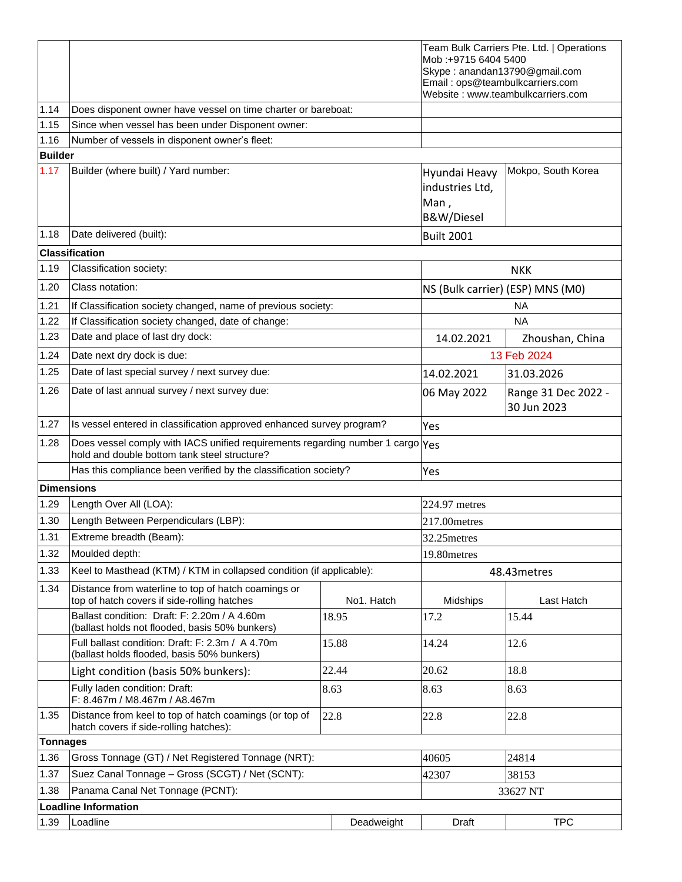| | | | | |
|---|---|---|---|---|
| | | | Team Bulk Carriers Pte. Ltd. \| Operations<br>Mob :+9715 6404 5400<br>Skype : anandan13790@gmail.com<br>Email : ops@teambulkcarriers.com<br>Website : www.teambulkcarriers.com | |
| 1.14 | Does disponent owner have vessel on time charter or bareboat: | | | |
| 1.15 | Since when vessel has been under Disponent owner: | | | |
| 1.16 | Number of vessels in disponent owner's fleet: | | | |
| **Builder** | | | | |
| 1.17 | Builder (where built) / Yard number: | | Hyundai Heavy industries Ltd, Man , B&W/Diesel | Mokpo, South Korea |
| 1.18 | Date delivered (built): | | Built 2001 | |
| **Classification** | | | | |
| 1.19 | Classification society: | | NKK | |
| 1.20 | Class notation: | | NS (Bulk carrier) (ESP) MNS (M0) | |
| 1.21 | If Classification society changed, name of previous society: | | NA | |
| 1.22 | If Classification society changed, date of change: | | NA | |
| 1.23 | Date and place of last dry dock: | | 14.02.2021 | Zhoushan, China |
| 1.24 | Date next dry dock is due: | | 13 Feb 2024 | |
| 1.25 | Date of last special survey / next survey due: | | 14.02.2021 | 31.03.2026 |
| 1.26 | Date of last annual survey / next survey due: | | 06 May 2022 | Range 31 Dec 2022 - 30 Jun 2023 |
| 1.27 | Is vessel entered in classification approved enhanced survey program? | | Yes | |
| 1.28 | Does vessel comply with IACS unified requirements regarding number 1 cargo hold and double bottom tank steel structure? | | Yes | |
| | Has this compliance been verified by the classification society? | | Yes | |
| **Dimensions** | | | | |
| 1.29 | Length Over All (LOA): | | 224.97 metres | |
| 1.30 | Length Between Perpendiculars (LBP): | | 217.00metres | |
| 1.31 | Extreme breadth (Beam): | | 32.25metres | |
| 1.32 | Moulded depth: | | 19.80metres | |
| 1.33 | Keel to Masthead (KTM) / KTM in collapsed condition (if applicable): | | 48.43metres | |
| 1.34 | Distance from waterline to top of hatch coamings or top of hatch covers if side-rolling hatches | No1. Hatch | Midships | Last Hatch |
| | Ballast condition: Draft: F: 2.20m / A 4.60m (ballast holds not flooded, basis 50% bunkers) | 18.95 | 17.2 | 15.44 |
| | Full ballast condition: Draft: F: 2.3m / A 4.70m (ballast holds flooded, basis 50% bunkers) | 15.88 | 14.24 | 12.6 |
| | Light condition (basis 50% bunkers): | 22.44 | 20.62 | 18.8 |
| | Fully laden condition: Draft: F: 8.467m / M8.467m / A8.467m | 8.63 | 8.63 | 8.63 |
| 1.35 | Distance from keel to top of hatch coamings (or top of hatch covers if side-rolling hatches): | 22.8 | 22.8 | 22.8 |
| **Tonnages** | | | | |
| 1.36 | Gross Tonnage (GT) / Net Registered Tonnage (NRT): | | 40605 | 24814 |
| 1.37 | Suez Canal Tonnage – Gross (SCGT) / Net (SCNT): | | 42307 | 38153 |
| 1.38 | Panama Canal Net Tonnage (PCNT): | | 33627 NT | |
| **Loadline Information** | | | | |
| 1.39 | Loadline | Deadweight | Draft | TPC |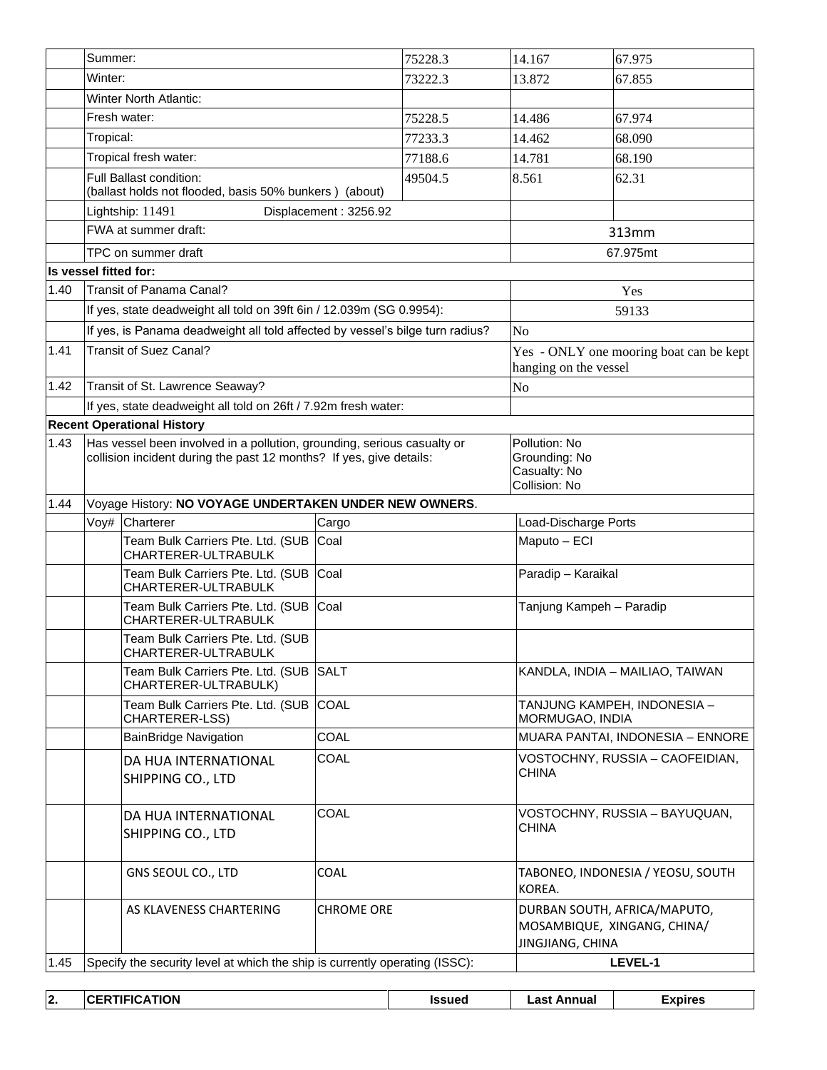| | | | | | |
|---|---|---|---|---|---|
| | Summer: | | 75228.3 | 14.167 | 67.975 |
| | Winter: | | 73222.3 | 13.872 | 67.855 |
| | Winter North Atlantic: | | | | |
| | Fresh water: | | 75228.5 | 14.486 | 67.974 |
| | Tropical: | | 77233.3 | 14.462 | 68.090 |
| | Tropical fresh water: | | 77188.6 | 14.781 | 68.190 |
| | Full Ballast condition: (ballast holds not flooded, basis 50% bunkers ) (about) | | 49504.5 | 8.561 | 62.31 |
| | Lightship: 11491 | Displacement : 3256.92 | | | |
| | FWA at summer draft: | | | 313mm | |
| | TPC on summer draft | | | 67.975mt | |
| **Is vessel fitted for:** | | | | | |
| 1.40 | Transit of Panama Canal? | | | Yes | |
| | If yes, state deadweight all told on 39ft 6in / 12.039m (SG 0.9954): | | | 59133 | |
| | If yes, is Panama deadweight all told affected by vessel's bilge turn radius? | | | No | |
| 1.41 | Transit of Suez Canal? | | | Yes - ONLY one mooring boat can be kept hanging on the vessel | |
| 1.42 | Transit of St. Lawrence Seaway? | | | No | |
| | If yes, state deadweight all told on 26ft / 7.92m fresh water: | | | | |
| **Recent Operational History** | | | | | |
| 1.43 | Has vessel been involved in a pollution, grounding, serious casualty or collision incident during the past 12 months? If yes, give details: | | | Pollution: No<br>Grounding: No<br>Casualty: No<br>Collision: No | |

1.44 Voyage History: **NO VOYAGE UNDERTAKEN UNDER NEW OWNERS**.

| Voy# | Charterer | Cargo | Load-Discharge Ports |
|---|---|---|---|
| | Team Bulk Carriers Pte. Ltd. (SUB CHARTERER-ULTRABULK | Coal | Maputo – ECI |
| | Team Bulk Carriers Pte. Ltd. (SUB CHARTERER-ULTRABULK | Coal | Paradip – Karaikal |
| | Team Bulk Carriers Pte. Ltd. (SUB CHARTERER-ULTRABULK | Coal | Tanjung Kampeh – Paradip |
| | Team Bulk Carriers Pte. Ltd. (SUB CHARTERER-ULTRABULK | | |
| | Team Bulk Carriers Pte. Ltd. (SUB CHARTERER-ULTRABULK) | SALT | KANDLA, INDIA – MAILIAO, TAIWAN |
| | Team Bulk Carriers Pte. Ltd. (SUB CHARTERER-LSS) | COAL | TANJUNG KAMPEH, INDONESIA – MORMUGAO, INDIA |
| | BainBridge Navigation | COAL | MUARA PANTAI, INDONESIA – ENNORE |
| | DA HUA INTERNATIONAL SHIPPING CO., LTD | COAL | VOSTOCHNY, RUSSIA – CAOFEIDIAN, CHINA |
| | DA HUA INTERNATIONAL SHIPPING CO., LTD | COAL | VOSTOCHNY, RUSSIA – BAYUQUAN, CHINA |
| | GNS SEOUL CO., LTD | COAL | TABONEO, INDONESIA / YEOSU, SOUTH KOREA. |
| | AS KLAVENESS CHARTERING | CHROME ORE | DURBAN SOUTH, AFRICA/MAPUTO, MOSAMBIQUE, XINGANG, CHINA/ JINGJIANG, CHINA |

| | | |
|---|---|---|
| 1.45 | Specify the security level at which the ship is currently operating (ISSC): | **LEVEL-1** |

| 2. | CERTIFICATION | Issued | Last Annual | Expires |
|---|---|---|---|---|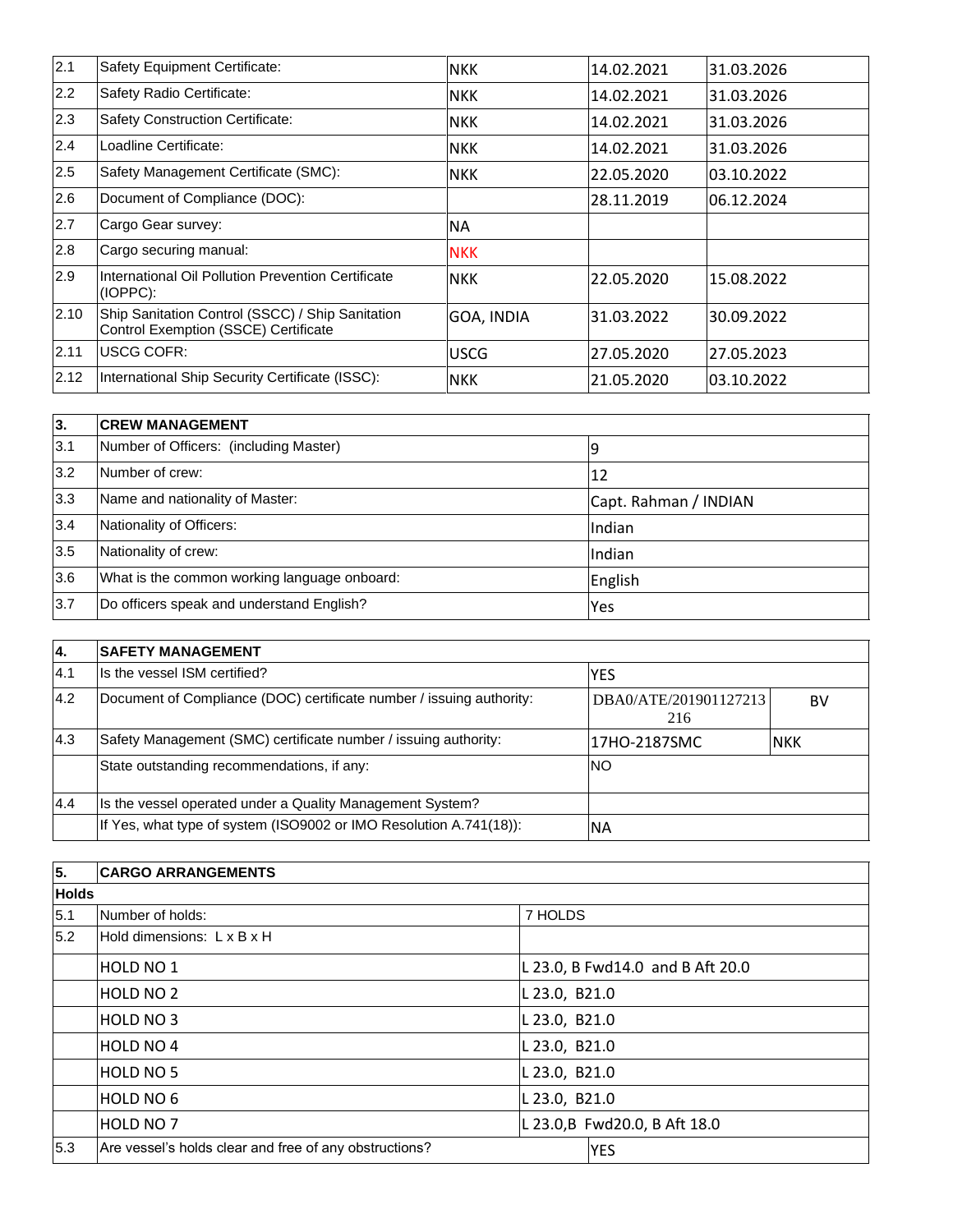| | | | | |
|---|---|---|---|---|
| 2.1 | Safety Equipment Certificate: | NKK | 14.02.2021 | 31.03.2026 |
| 2.2 | Safety Radio Certificate: | NKK | 14.02.2021 | 31.03.2026 |
| 2.3 | Safety Construction Certificate: | NKK | 14.02.2021 | 31.03.2026 |
| 2.4 | Loadline Certificate: | NKK | 14.02.2021 | 31.03.2026 |
| 2.5 | Safety Management Certificate (SMC): | NKK | 22.05.2020 | 03.10.2022 |
| 2.6 | Document of Compliance (DOC): | | 28.11.2019 | 06.12.2024 |
| 2.7 | Cargo Gear survey: | NA | | |
| 2.8 | Cargo securing manual: | NKK | | |
| 2.9 | International Oil Pollution Prevention Certificate (IOPPC): | NKK | 22.05.2020 | 15.08.2022 |
| 2.10 | Ship Sanitation Control (SSCC) / Ship Sanitation Control Exemption (SSCE) Certificate | GOA, INDIA | 31.03.2022 | 30.09.2022 |
| 2.11 | USCG COFR: | USCG | 27.05.2020 | 27.05.2023 |
| 2.12 | International Ship Security Certificate (ISSC): | NKK | 21.05.2020 | 03.10.2022 |

| **3.** | **CREW MANAGEMENT** | |
|---|---|---|
| 3.1 | Number of Officers: (including Master) | 9 |
| 3.2 | Number of crew: | 12 |
| 3.3 | Name and nationality of Master: | Capt. Rahman / INDIAN |
| 3.4 | Nationality of Officers: | Indian |
| 3.5 | Nationality of crew: | Indian |
| 3.6 | What is the common working language onboard: | English |
| 3.7 | Do officers speak and understand English? | Yes |

| **4.** | **SAFETY MANAGEMENT** | | |
|---|---|---|---|
| 4.1 | Is the vessel ISM certified? | YES | |
| 4.2 | Document of Compliance (DOC) certificate number / issuing authority: | DBA0/ATE/201901127213216 | BV |
| 4.3 | Safety Management (SMC) certificate number / issuing authority: | 17HO-2187SMC | NKK |
| | State outstanding recommendations, if any: | NO | |
| 4.4 | Is the vessel operated under a Quality Management System? | | |
| | If Yes, what type of system (ISO9002 or IMO Resolution A.741(18)): | NA | |

| **5.** | **CARGO ARRANGEMENTS** | |
|---|---|---|
| **Holds** | | |
| 5.1 | Number of holds: | 7 HOLDS |
| 5.2 | Hold dimensions: L x B x H | |
| | HOLD NO 1 | L 23.0, B Fwd14.0 and B Aft 20.0 |
| | HOLD NO 2 | L 23.0, B21.0 |
| | HOLD NO 3 | L 23.0, B21.0 |
| | HOLD NO 4 | L 23.0, B21.0 |
| | HOLD NO 5 | L 23.0, B21.0 |
| | HOLD NO 6 | L 23.0, B21.0 |
| | HOLD NO 7 | L 23.0,B Fwd20.0, B Aft 18.0 |
| 5.3 | Are vessel's holds clear and free of any obstructions? | YES |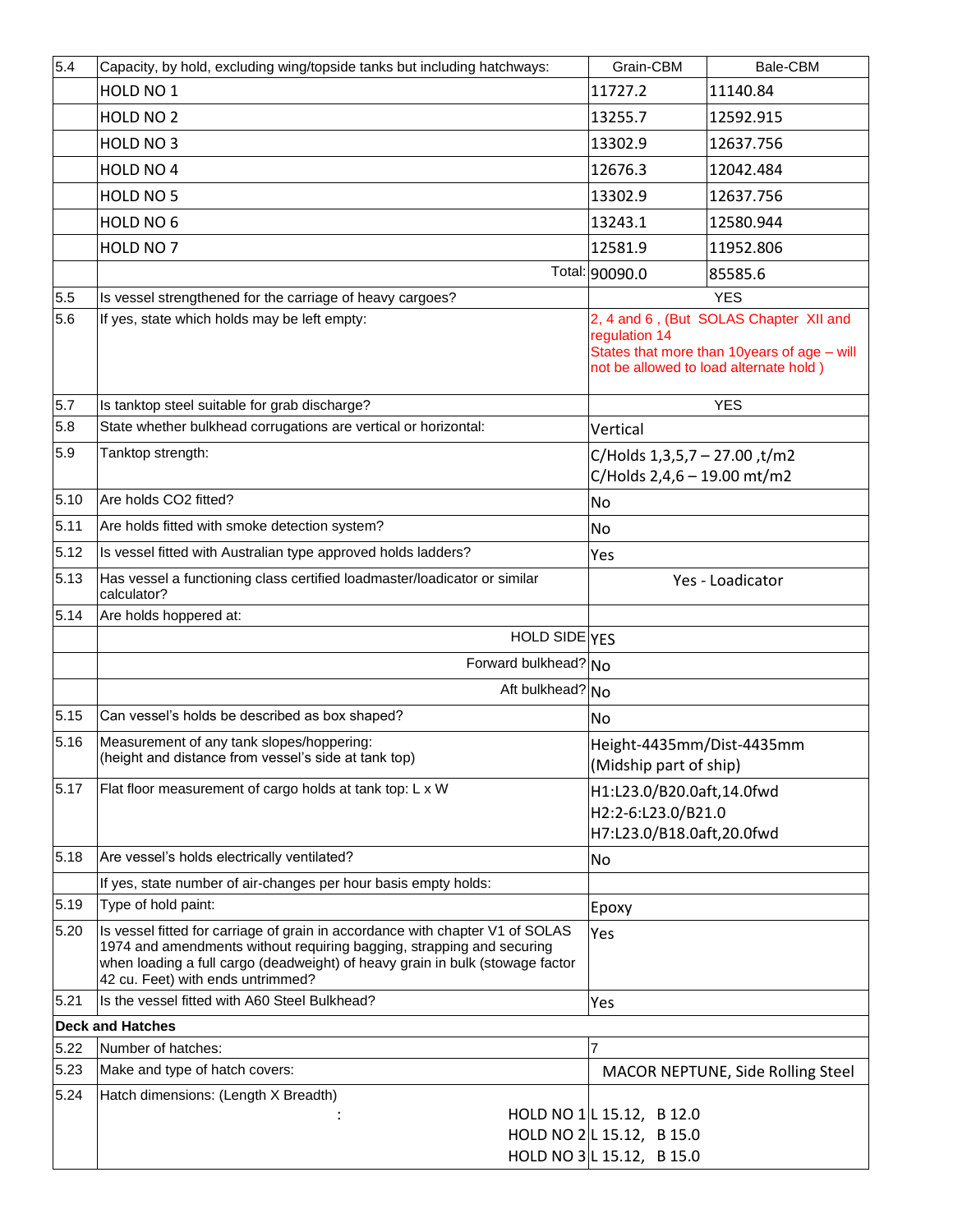| | | | |
|---|---|---|---|
| 5.4 | Capacity, by hold, excluding wing/topside tanks but including hatchways: | Grain-CBM | Bale-CBM |
| | HOLD NO 1 | 11727.2 | 11140.84 |
| | HOLD NO 2 | 13255.7 | 12592.915 |
| | HOLD NO 3 | 13302.9 | 12637.756 |
| | HOLD NO 4 | 12676.3 | 12042.484 |
| | HOLD NO 5 | 13302.9 | 12637.756 |
| | HOLD NO 6 | 13243.1 | 12580.944 |
| | HOLD NO 7 | 12581.9 | 11952.806 |
| | Total: | 90090.0 | 85585.6 |
| 5.5 | Is vessel strengthened for the carriage of heavy cargoes? | YES | |
| 5.6 | If yes, state which holds may be left empty: | 2, 4 and 6 , (But SOLAS Chapter XII and regulation 14 States that more than 10years of age – will not be allowed to load alternate hold ) | |
| 5.7 | Is tanktop steel suitable for grab discharge? | YES | |
| 5.8 | State whether bulkhead corrugations are vertical or horizontal: | Vertical | |
| 5.9 | Tanktop strength: | C/Holds 1,3,5,7 – 27.00 ,t/m2<br>C/Holds 2,4,6 – 19.00 mt/m2 | |
| 5.10 | Are holds CO2 fitted? | No | |
| 5.11 | Are holds fitted with smoke detection system? | No | |
| 5.12 | Is vessel fitted with Australian type approved holds ladders? | Yes | |
| 5.13 | Has vessel a functioning class certified loadmaster/loadicator or similar calculator? | Yes - Loadicator | |
| 5.14 | Are holds hoppered at: | | |
| | HOLD SIDE | YES | |
| | Forward bulkhead? | No | |
| | Aft bulkhead? | No | |
| 5.15 | Can vessel's holds be described as box shaped? | No | |
| 5.16 | Measurement of any tank slopes/hoppering:<br>(height and distance from vessel's side at tank top) | Height-4435mm/Dist-4435mm<br>(Midship part of ship) | |
| 5.17 | Flat floor measurement of cargo holds at tank top: L x W | H1:L23.0/B20.0aft,14.0fwd<br>H2:2-6:L23.0/B21.0<br>H7:L23.0/B18.0aft,20.0fwd | |
| 5.18 | Are vessel's holds electrically ventilated? | No | |
| | If yes, state number of air-changes per hour basis empty holds: | | |
| 5.19 | Type of hold paint: | Epoxy | |
| 5.20 | Is vessel fitted for carriage of grain in accordance with chapter V1 of SOLAS 1974 and amendments without requiring bagging, strapping and securing when loading a full cargo (deadweight) of heavy grain in bulk (stowage factor 42 cu. Feet) with ends untrimmed? | Yes | |
| 5.21 | Is the vessel fitted with A60 Steel Bulkhead? | Yes | |
| **Deck and Hatches** | | | |
| 5.22 | Number of hatches: | 7 | |
| 5.23 | Make and type of hatch covers: | MACOR NEPTUNE, Side Rolling Steel | |
| 5.24 | Hatch dimensions: (Length X Breadth) | | |
| | : HOLD NO 1 | L 15.12, B 12.0 | |
| | HOLD NO 2 | L 15.12, B 15.0 | |
| | HOLD NO 3 | L 15.12, B 15.0 | |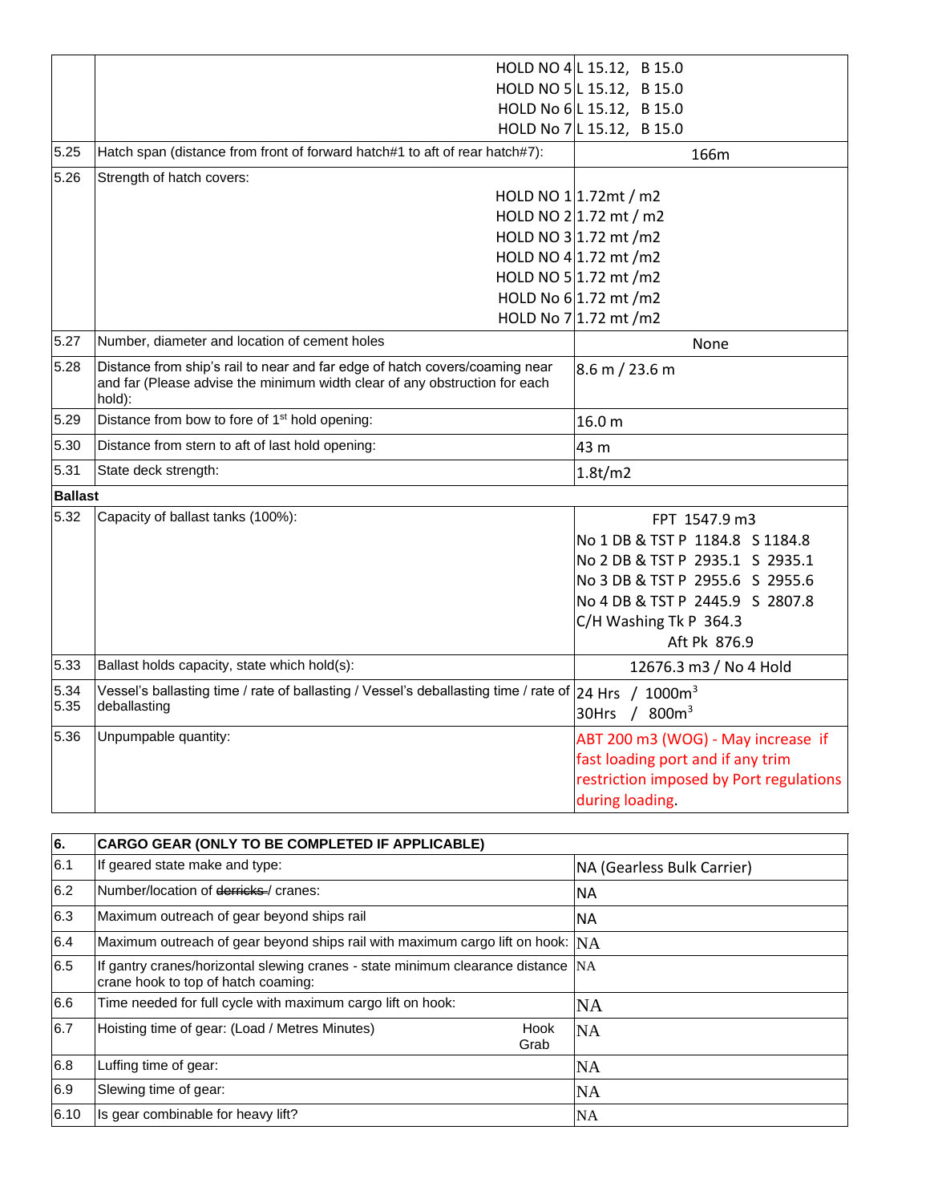| | | |
|---|---|---|
| | HOLD NO 4 | L 15.12, B 15.0 |
| | HOLD NO 5 | L 15.12, B 15.0 |
| | HOLD No 6 | L 15.12, B 15.0 |
| | HOLD No 7 | L 15.12, B 15.0 |
| 5.25 | Hatch span (distance from front of forward hatch#1 to aft of rear hatch#7): | 166m |
| 5.26 | Strength of hatch covers: | |
| | HOLD NO 1 | 1.72mt / m2 |
| | HOLD NO 2 | 1.72 mt / m2 |
| | HOLD NO 3 | 1.72 mt /m2 |
| | HOLD NO 4 | 1.72 mt /m2 |
| | HOLD NO 5 | 1.72 mt /m2 |
| | HOLD No 6 | 1.72 mt /m2 |
| | HOLD No 7 | 1.72 mt /m2 |
| 5.27 | Number, diameter and location of cement holes | None |
| 5.28 | Distance from ship's rail to near and far edge of hatch covers/coaming near and far (Please advise the minimum width clear of any obstruction for each hold): | 8.6 m / 23.6 m |
| 5.29 | Distance from bow to fore of 1st hold opening: | 16.0 m |
| 5.30 | Distance from stern to aft of last hold opening: | 43 m |
| 5.31 | State deck strength: | 1.8t/m2 |
| **Ballast** | | |
| 5.32 | Capacity of ballast tanks (100%): | FPT 1547.9 m3<br>No 1 DB & TST P 1184.8 S 1184.8<br>No 2 DB & TST P 2935.1 S 2935.1<br>No 3 DB & TST P 2955.6 S 2955.6<br>No 4 DB & TST P 2445.9 S 2807.8<br>C/H Washing Tk P 364.3<br>Aft Pk 876.9 |
| 5.33 | Ballast holds capacity, state which hold(s): | 12676.3 m3 / No 4 Hold |
| 5.34<br>5.35 | Vessel's ballasting time / rate of ballasting / Vessel's deballasting time / rate of deballasting | 24 Hrs / 1000m$^3$<br>30Hrs / 800m$^3$ |
| 5.36 | Unpumpable quantity: | ABT 200 m3 (WOG) - May increase if fast loading port and if any trim restriction imposed by Port regulations during loading. |

| 6. | CARGO GEAR (ONLY TO BE COMPLETED IF APPLICABLE) | |
|---|---|---|
| 6.1 | If geared state make and type: | NA (Gearless Bulk Carrier) |
| 6.2 | Number/location of ~~derricks~~ / cranes: | NA |
| 6.3 | Maximum outreach of gear beyond ships rail | NA |
| 6.4 | Maximum outreach of gear beyond ships rail with maximum cargo lift on hook: | NA |
| 6.5 | If gantry cranes/horizontal slewing cranes - state minimum clearance distance crane hook to top of hatch coaming: | NA |
| 6.6 | Time needed for full cycle with maximum cargo lift on hook: | NA |
| 6.7 | Hoisting time of gear: (Load / Metres Minutes) Hook / Grab | NA |
| 6.8 | Luffing time of gear: | NA |
| 6.9 | Slewing time of gear: | NA |
| 6.10 | Is gear combinable for heavy lift? | NA |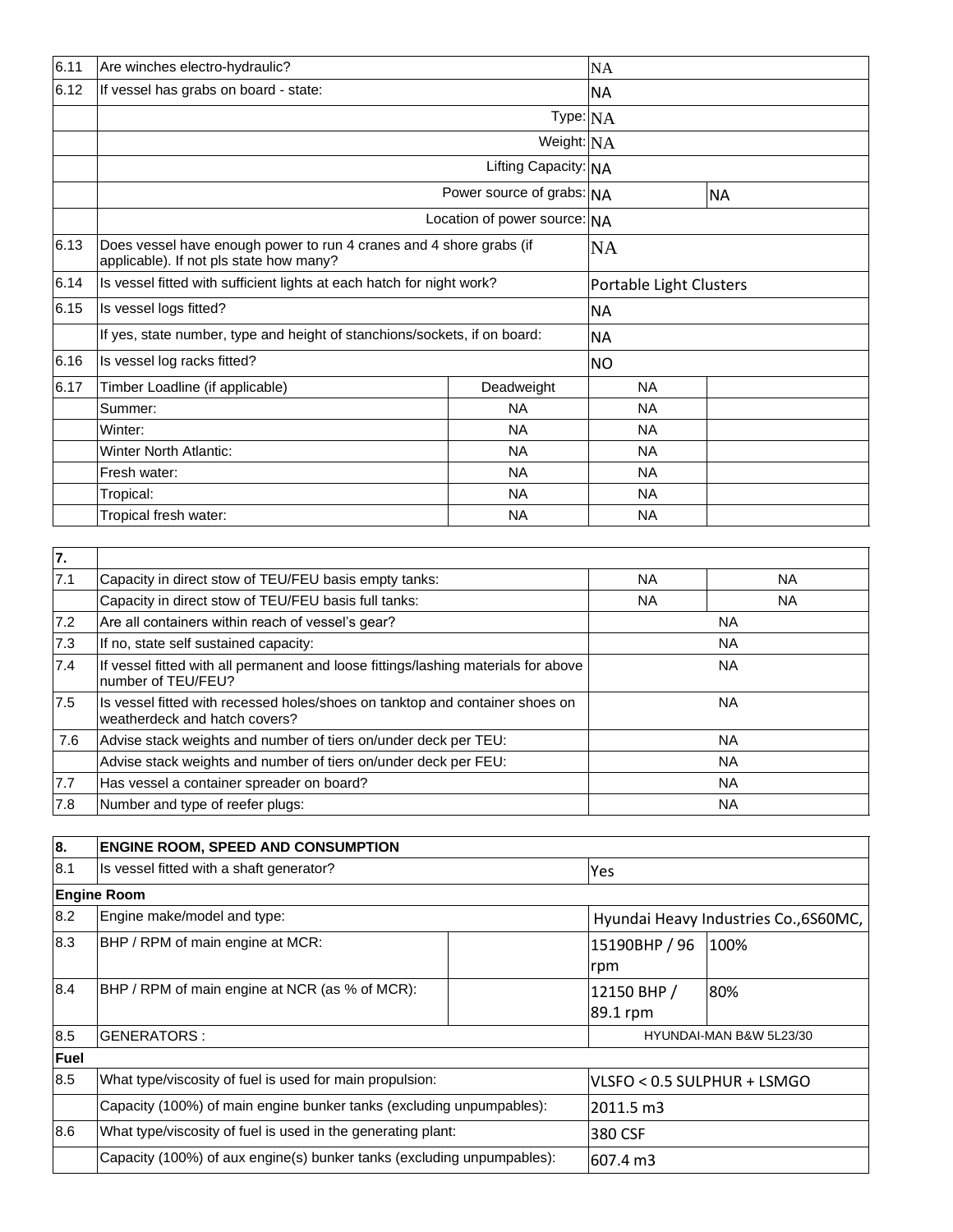| | | | | |
|---|---|---|---|---|
| 6.11 | Are winches electro-hydraulic? | | NA | |
| 6.12 | If vessel has grabs on board - state: | | NA | |
| | Type: | | NA | |
| | Weight: | | NA | |
| | Lifting Capacity: | | NA | |
| | Power source of grabs: | | NA | NA |
| | Location of power source: | | NA | |
| 6.13 | Does vessel have enough power to run 4 cranes and 4 shore grabs (if applicable). If not pls state how many? | | NA | |
| 6.14 | Is vessel fitted with sufficient lights at each hatch for night work? | | Portable Light Clusters | |
| 6.15 | Is vessel logs fitted? | | NA | |
| | If yes, state number, type and height of stanchions/sockets, if on board: | | NA | |
| 6.16 | Is vessel log racks fitted? | | NO | |
| 6.17 | Timber Loadline (if applicable) | Deadweight | NA | |
| | Summer: | NA | NA | |
| | Winter: | NA | NA | |
| | Winter North Atlantic: | NA | NA | |
| | Fresh water: | NA | NA | |
| | Tropical: | NA | NA | |
| | Tropical fresh water: | NA | NA | |

| 7. | | | |
|---|---|---|---|
| 7.1 | Capacity in direct stow of TEU/FEU basis empty tanks: | NA | NA |
| | Capacity in direct stow of TEU/FEU basis full tanks: | NA | NA |
| 7.2 | Are all containers within reach of vessel's gear? | NA | |
| 7.3 | If no, state self sustained capacity: | NA | |
| 7.4 | If vessel fitted with all permanent and loose fittings/lashing materials for above number of TEU/FEU? | NA | |
| 7.5 | Is vessel fitted with recessed holes/shoes on tanktop and container shoes on weatherdeck and hatch covers? | NA | |
| 7.6 | Advise stack weights and number of tiers on/under deck per TEU: | NA | |
| | Advise stack weights and number of tiers on/under deck per FEU: | NA | |
| 7.7 | Has vessel a container spreader on board? | NA | |
| 7.8 | Number and type of reefer plugs: | NA | |

| **8.** | **ENGINE ROOM, SPEED AND CONSUMPTION** | | | |
|---|---|---|---|---|
| 8.1 | Is vessel fitted with a shaft generator? | | Yes | |
| **Engine Room** | | | | |
| 8.2 | Engine make/model and type: | | Hyundai Heavy Industries Co.,6S60MC, | |
| 8.3 | BHP / RPM of main engine at MCR: | | 15190BHP / 96 rpm | 100% |
| 8.4 | BHP / RPM of main engine at NCR (as % of MCR): | | 12150 BHP / 89.1 rpm | 80% |
| 8.5 | GENERATORS : | | HYUNDAI-MAN B&W 5L23/30 | |
| **Fuel** | | | | |
| 8.5 | What type/viscosity of fuel is used for main propulsion: | | VLSFO < 0.5 SULPHUR + LSMGO | |
| | Capacity (100%) of main engine bunker tanks (excluding unpumpables): | | 2011.5 m3 | |
| 8.6 | What type/viscosity of fuel is used in the generating plant: | | 380 CSF | |
| | Capacity (100%) of aux engine(s) bunker tanks (excluding unpumpables): | | 607.4 m3 | |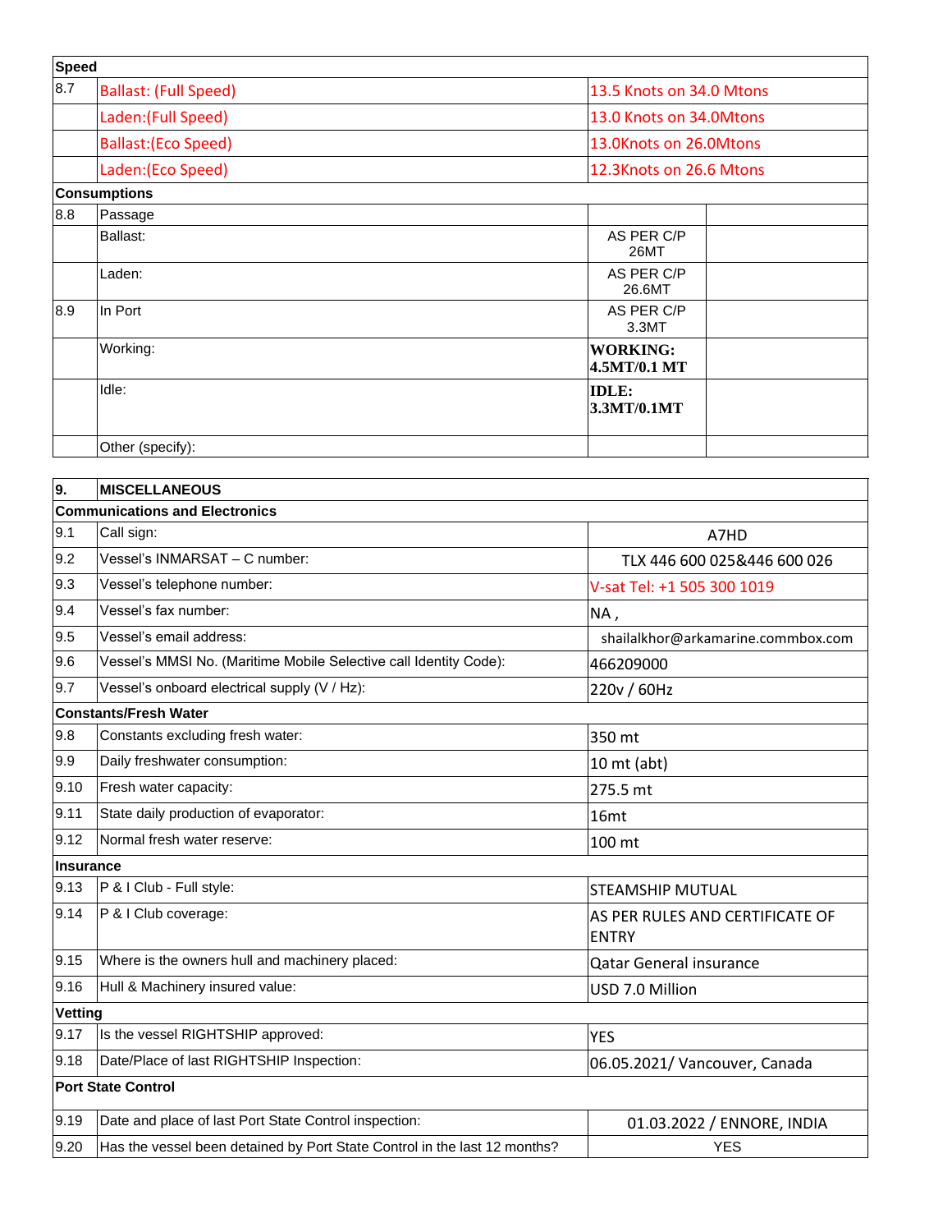| Speed | | | |
|---|---|---|---|
| 8.7 | Ballast: (Full Speed) | 13.5 Knots on 34.0 Mtons | |
| | Laden:(Full Speed) | 13.0 Knots on 34.0Mtons | |
| | Ballast:(Eco Speed) | 13.0Knots on 26.0Mtons | |
| | Laden:(Eco Speed) | 12.3Knots on 26.6 Mtons | |
| **Consumptions** | | | |
| 8.8 | Passage | | |
| | Ballast: | AS PER C/P 26MT | |
| | Laden: | AS PER C/P 26.6MT | |
| 8.9 | In Port | AS PER C/P 3.3MT | |
| | Working: | **WORKING: 4.5MT/0.1 MT** | |
| | Idle: | **IDLE: 3.3MT/0.1MT** | |
| | Other (specify): | | |

| 9. | MISCELLANEOUS | |
|---|---|---|
| **Communications and Electronics** | | |
| 9.1 | Call sign: | A7HD |
| 9.2 | Vessel's INMARSAT – C number: | TLX 446 600 025&446 600 026 |
| 9.3 | Vessel's telephone number: | V-sat Tel: +1 505 300 1019 |
| 9.4 | Vessel's fax number: | NA , |
| 9.5 | Vessel's email address: | shailalkhor@arkamarine.commbox.com |
| 9.6 | Vessel's MMSI No. (Maritime Mobile Selective call Identity Code): | 466209000 |
| 9.7 | Vessel's onboard electrical supply (V / Hz): | 220v / 60Hz |
| **Constants/Fresh Water** | | |
| 9.8 | Constants excluding fresh water: | 350 mt |
| 9.9 | Daily freshwater consumption: | 10 mt (abt) |
| 9.10 | Fresh water capacity: | 275.5 mt |
| 9.11 | State daily production of evaporator: | 16mt |
| 9.12 | Normal fresh water reserve: | 100 mt |
| **Insurance** | | |
| 9.13 | P & I Club - Full style: | STEAMSHIP MUTUAL |
| 9.14 | P & I Club coverage: | AS PER RULES AND CERTIFICATE OF ENTRY |
| 9.15 | Where is the owners hull and machinery placed: | Qatar General insurance |
| 9.16 | Hull & Machinery insured value: | USD 7.0 Million |
| **Vetting** | | |
| 9.17 | Is the vessel RIGHTSHIP approved: | YES |
| 9.18 | Date/Place of last RIGHTSHIP Inspection: | 06.05.2021/ Vancouver, Canada |
| **Port State Control** | | |
| 9.19 | Date and place of last Port State Control inspection: | 01.03.2022 / ENNORE, INDIA |
| 9.20 | Has the vessel been detained by Port State Control in the last 12 months? | YES |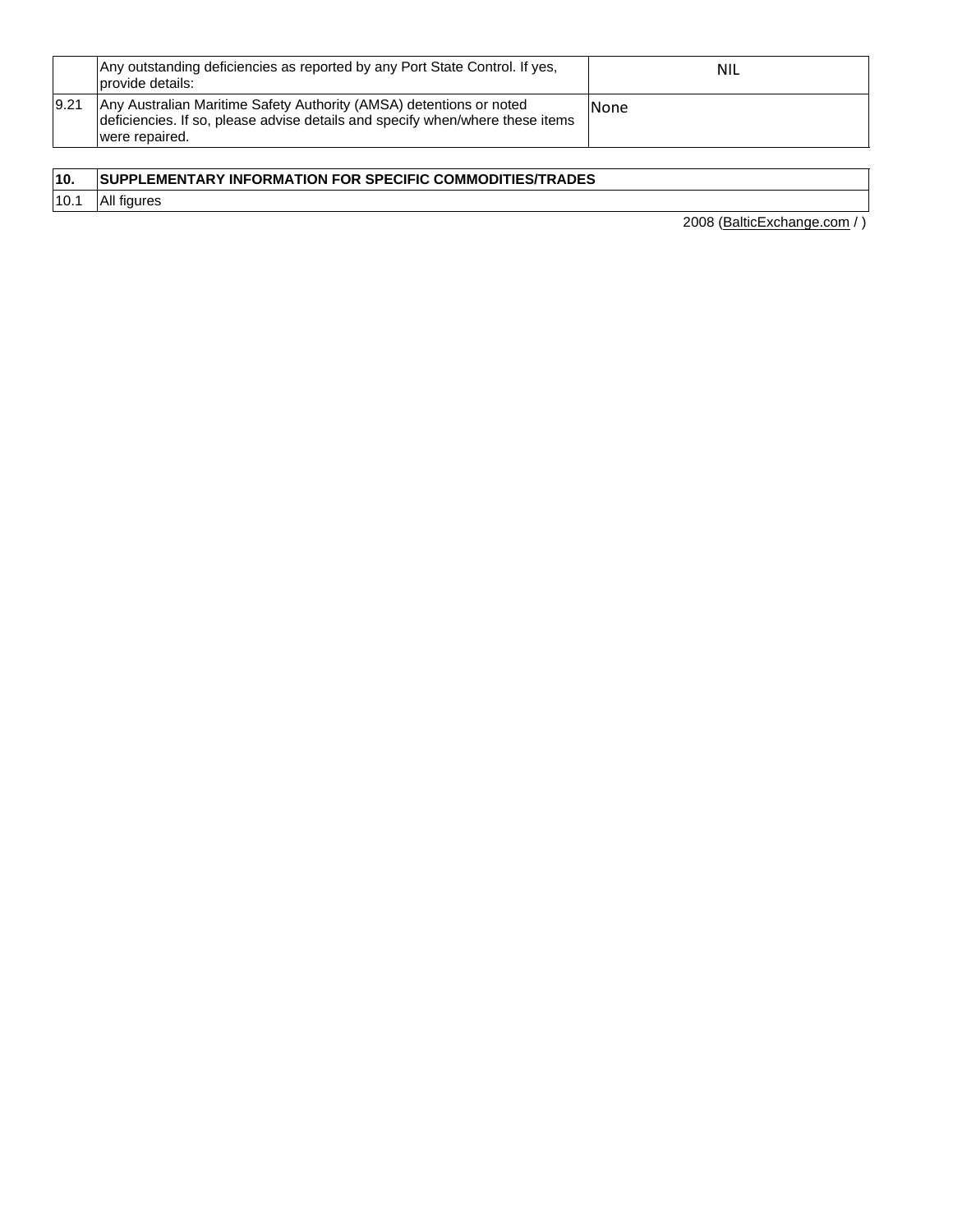| | | |
|---|---|---|
| | Any outstanding deficiencies as reported by any Port State Control. If yes, provide details: | NIL |
| 9.21 | Any Australian Maritime Safety Authority (AMSA) detentions or noted deficiencies. If so, please advise details and specify when/where these items were repaired. | None |

| | |
|---|---|
| **10.** | **SUPPLEMENTARY INFORMATION FOR SPECIFIC COMMODITIES/TRADES** |
| 10.1 | All figures |

2008 (BalticExchange.com / )